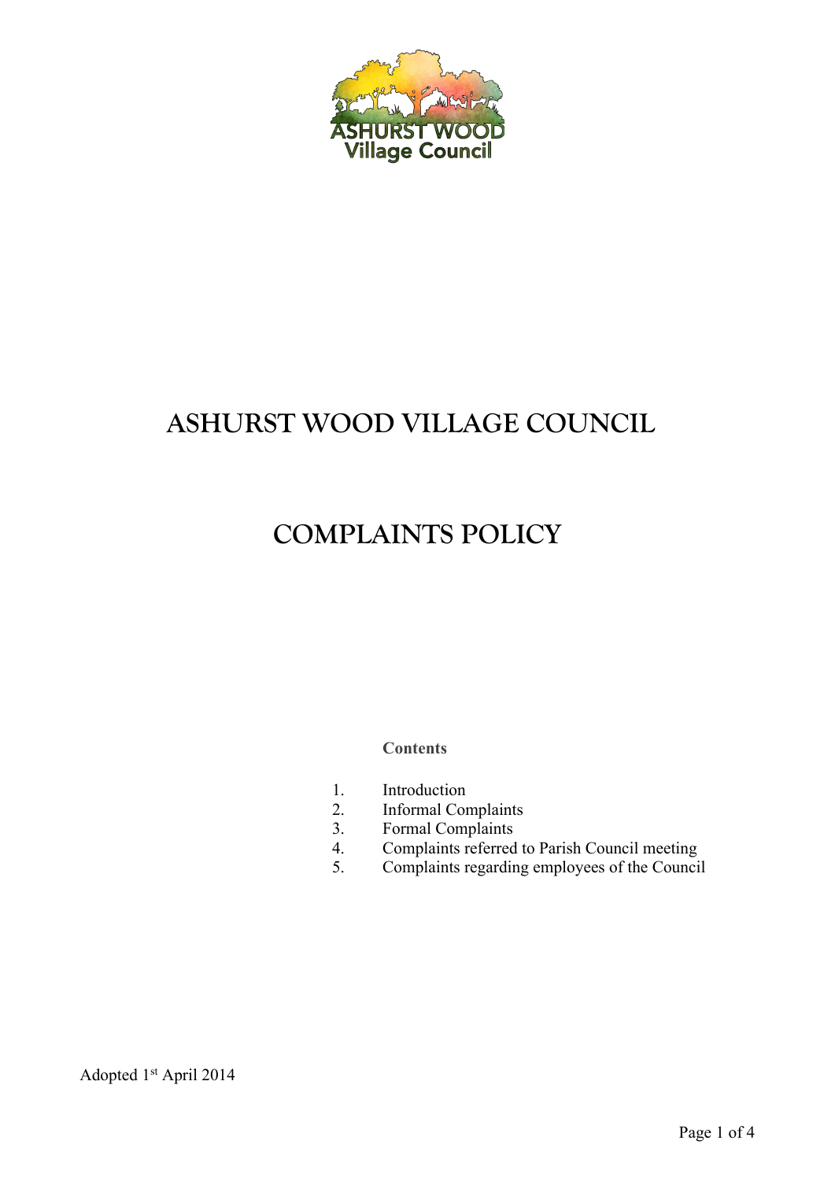# ASHURST WOOD VILLAGE COUNCIL

# COMPLAINTS POLICY

**Contents**

1. Introduction
2. Informal Complaints
3. Formal Complaints
4. Complaints referred to Parish Council meeting
5. Complaints regarding employees of the Council

Adopted 1st April 2014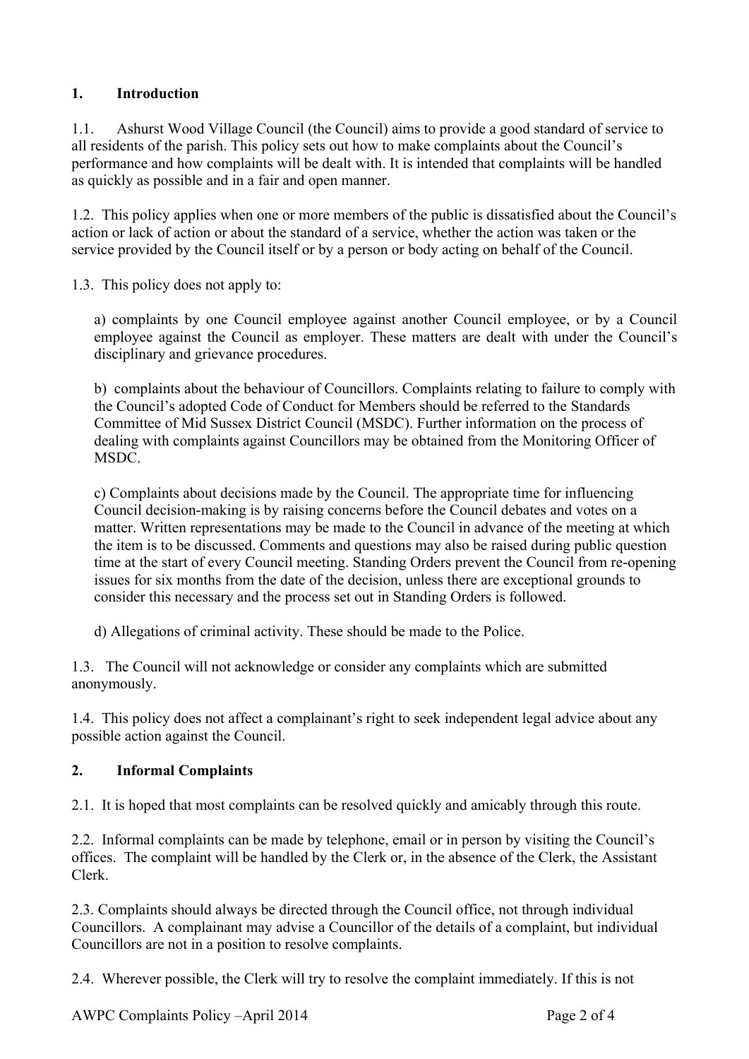## 1. Introduction

1.1. Ashurst Wood Village Council (the Council) aims to provide a good standard of service to all residents of the parish. This policy sets out how to make complaints about the Council's performance and how complaints will be dealt with. It is intended that complaints will be handled as quickly as possible and in a fair and open manner.

1.2. This policy applies when one or more members of the public is dissatisfied about the Council's action or lack of action or about the standard of a service, whether the action was taken or the service provided by the Council itself or by a person or body acting on behalf of the Council.

1.3. This policy does not apply to:

a) complaints by one Council employee against another Council employee, or by a Council employee against the Council as employer. These matters are dealt with under the Council's disciplinary and grievance procedures.

b) complaints about the behaviour of Councillors. Complaints relating to failure to comply with the Council's adopted Code of Conduct for Members should be referred to the Standards Committee of Mid Sussex District Council (MSDC). Further information on the process of dealing with complaints against Councillors may be obtained from the Monitoring Officer of MSDC.

c) Complaints about decisions made by the Council. The appropriate time for influencing Council decision-making is by raising concerns before the Council debates and votes on a matter. Written representations may be made to the Council in advance of the meeting at which the item is to be discussed. Comments and questions may also be raised during public question time at the start of every Council meeting. Standing Orders prevent the Council from re-opening issues for six months from the date of the decision, unless there are exceptional grounds to consider this necessary and the process set out in Standing Orders is followed.

d) Allegations of criminal activity. These should be made to the Police.

1.3. The Council will not acknowledge or consider any complaints which are submitted anonymously.

1.4. This policy does not affect a complainant's right to seek independent legal advice about any possible action against the Council.

## 2. Informal Complaints

2.1. It is hoped that most complaints can be resolved quickly and amicably through this route.

2.2. Informal complaints can be made by telephone, email or in person by visiting the Council's offices. The complaint will be handled by the Clerk or, in the absence of the Clerk, the Assistant Clerk.

2.3. Complaints should always be directed through the Council office, not through individual Councillors. A complainant may advise a Councillor of the details of a complaint, but individual Councillors are not in a position to resolve complaints.

2.4. Wherever possible, the Clerk will try to resolve the complaint immediately. If this is not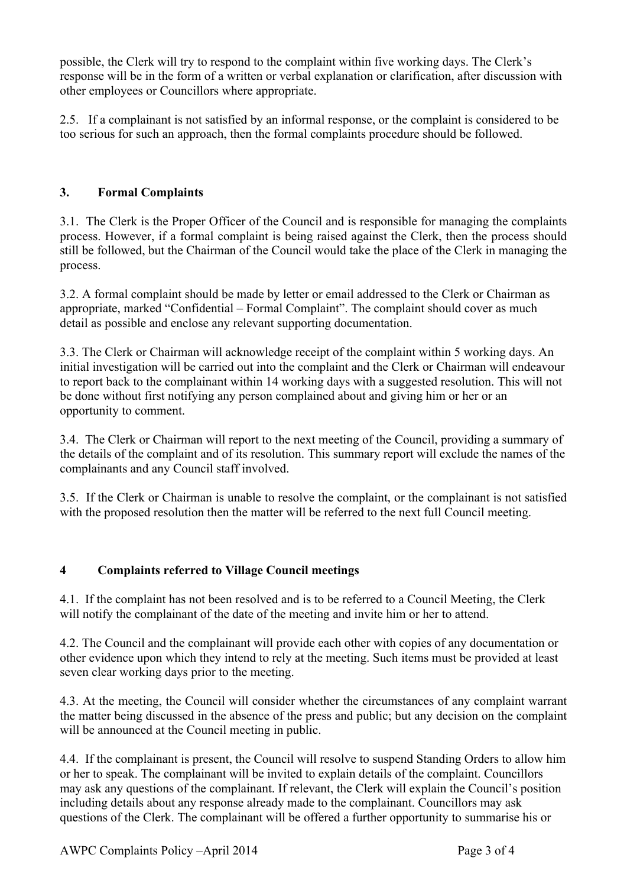possible, the Clerk will try to respond to the complaint within five working days. The Clerk's response will be in the form of a written or verbal explanation or clarification, after discussion with other employees or Councillors where appropriate.

2.5. If a complainant is not satisfied by an informal response, or the complaint is considered to be too serious for such an approach, then the formal complaints procedure should be followed.

## 3. Formal Complaints

3.1. The Clerk is the Proper Officer of the Council and is responsible for managing the complaints process. However, if a formal complaint is being raised against the Clerk, then the process should still be followed, but the Chairman of the Council would take the place of the Clerk in managing the process.

3.2. A formal complaint should be made by letter or email addressed to the Clerk or Chairman as appropriate, marked "Confidential – Formal Complaint". The complaint should cover as much detail as possible and enclose any relevant supporting documentation.

3.3. The Clerk or Chairman will acknowledge receipt of the complaint within 5 working days. An initial investigation will be carried out into the complaint and the Clerk or Chairman will endeavour to report back to the complainant within 14 working days with a suggested resolution. This will not be done without first notifying any person complained about and giving him or her or an opportunity to comment.

3.4. The Clerk or Chairman will report to the next meeting of the Council, providing a summary of the details of the complaint and of its resolution. This summary report will exclude the names of the complainants and any Council staff involved.

3.5. If the Clerk or Chairman is unable to resolve the complaint, or the complainant is not satisfied with the proposed resolution then the matter will be referred to the next full Council meeting.

## 4 Complaints referred to Village Council meetings

4.1. If the complaint has not been resolved and is to be referred to a Council Meeting, the Clerk will notify the complainant of the date of the meeting and invite him or her to attend.

4.2. The Council and the complainant will provide each other with copies of any documentation or other evidence upon which they intend to rely at the meeting. Such items must be provided at least seven clear working days prior to the meeting.

4.3. At the meeting, the Council will consider whether the circumstances of any complaint warrant the matter being discussed in the absence of the press and public; but any decision on the complaint will be announced at the Council meeting in public.

4.4. If the complainant is present, the Council will resolve to suspend Standing Orders to allow him or her to speak. The complainant will be invited to explain details of the complaint. Councillors may ask any questions of the complainant. If relevant, the Clerk will explain the Council's position including details about any response already made to the complainant. Councillors may ask questions of the Clerk. The complainant will be offered a further opportunity to summarise his or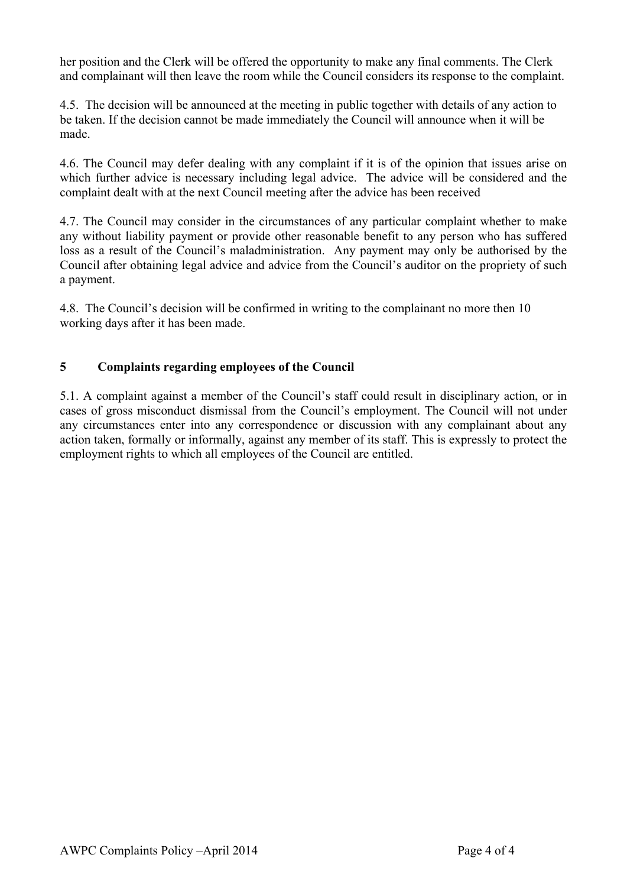her position and the Clerk will be offered the opportunity to make any final comments. The Clerk and complainant will then leave the room while the Council considers its response to the complaint.

4.5. The decision will be announced at the meeting in public together with details of any action to be taken. If the decision cannot be made immediately the Council will announce when it will be made.

4.6. The Council may defer dealing with any complaint if it is of the opinion that issues arise on which further advice is necessary including legal advice. The advice will be considered and the complaint dealt with at the next Council meeting after the advice has been received

4.7. The Council may consider in the circumstances of any particular complaint whether to make any without liability payment or provide other reasonable benefit to any person who has suffered loss as a result of the Council's maladministration. Any payment may only be authorised by the Council after obtaining legal advice and advice from the Council's auditor on the propriety of such a payment.

4.8. The Council's decision will be confirmed in writing to the complainant no more then 10 working days after it has been made.

## 5 Complaints regarding employees of the Council

5.1. A complaint against a member of the Council's staff could result in disciplinary action, or in cases of gross misconduct dismissal from the Council's employment. The Council will not under any circumstances enter into any correspondence or discussion with any complainant about any action taken, formally or informally, against any member of its staff. This is expressly to protect the employment rights to which all employees of the Council are entitled.